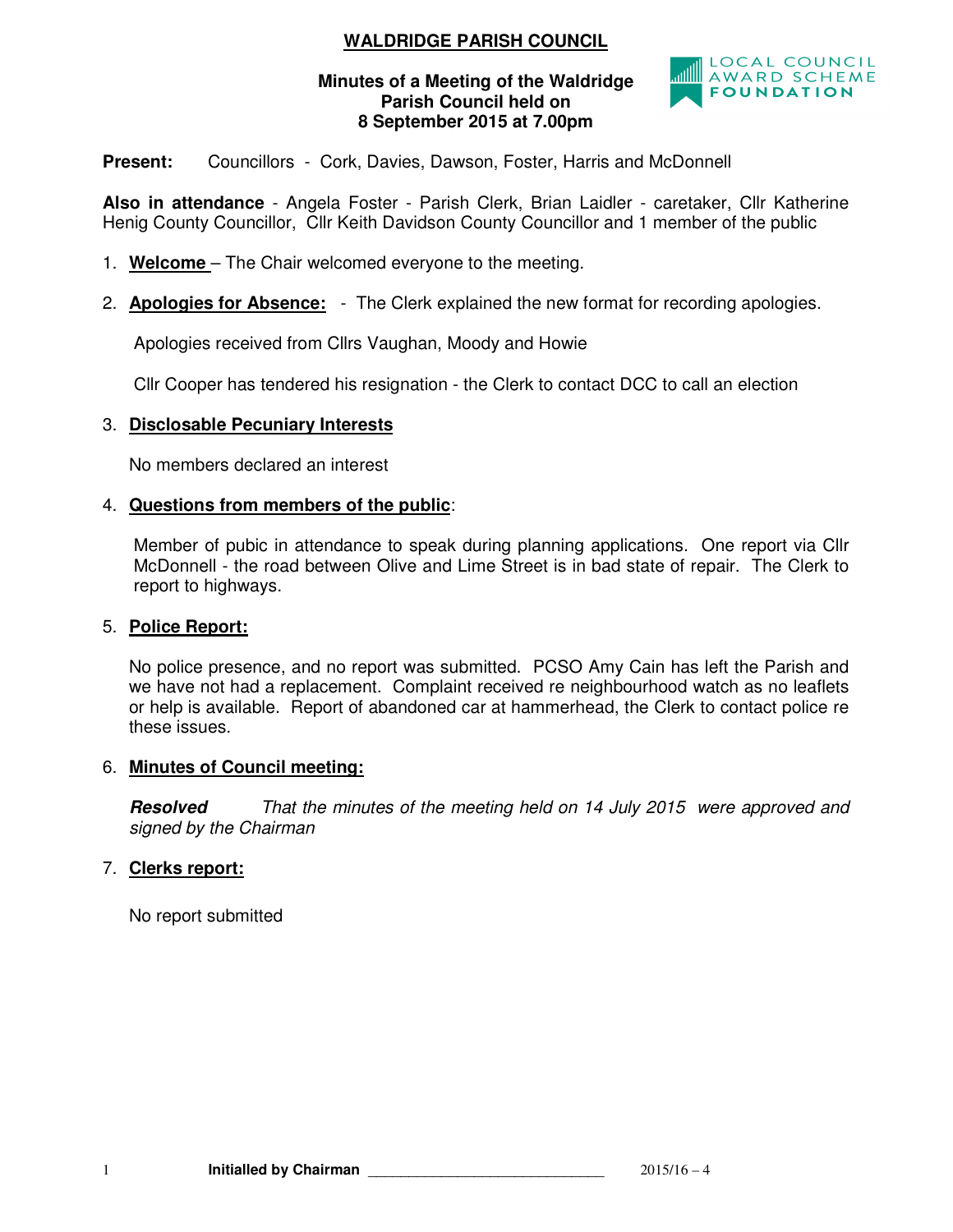# WALDRIDGE PARISH COUNCIL

**Minutes of a Meeting of the Waldridge Parish Council held on 8 September 2015 at 7.00pm**

LOCAL COUNCIL AWARD SCHEME FOUNDATION

**Present:** Councillors - Cork, Davies, Dawson, Foster, Harris and McDonnell

**Also in attendance** - Angela Foster - Parish Clerk, Brian Laidler - caretaker, Cllr Katherine Henig County Councillor, Cllr Keith Davidson County Councillor and 1 member of the public

1. **Welcome** – The Chair welcomed everyone to the meeting.

2. **Apologies for Absence:** - The Clerk explained the new format for recording apologies.

   Apologies received from Cllrs Vaughan, Moody and Howie

   Cllr Cooper has tendered his resignation - the Clerk to contact DCC to call an election

3. **Disclosable Pecuniary Interests**

   No members declared an interest

4. **Questions from members of the public**:

   Member of pubic in attendance to speak during planning applications. One report via Cllr McDonnell - the road between Olive and Lime Street is in bad state of repair. The Clerk to report to highways.

5. **Police Report:**

   No police presence, and no report was submitted. PCSO Amy Cain has left the Parish and we have not had a replacement. Complaint received re neighbourhood watch as no leaflets or help is available. Report of abandoned car at hammerhead, the Clerk to contact police re these issues.

6. **Minutes of Council meeting:**

   ***Resolved*** *That the minutes of the meeting held on 14 July 2015 were approved and signed by the Chairman*

7. **Clerks report:**

   No report submitted

**Initialled by Chairman** ______________________________ 2015/16 – 4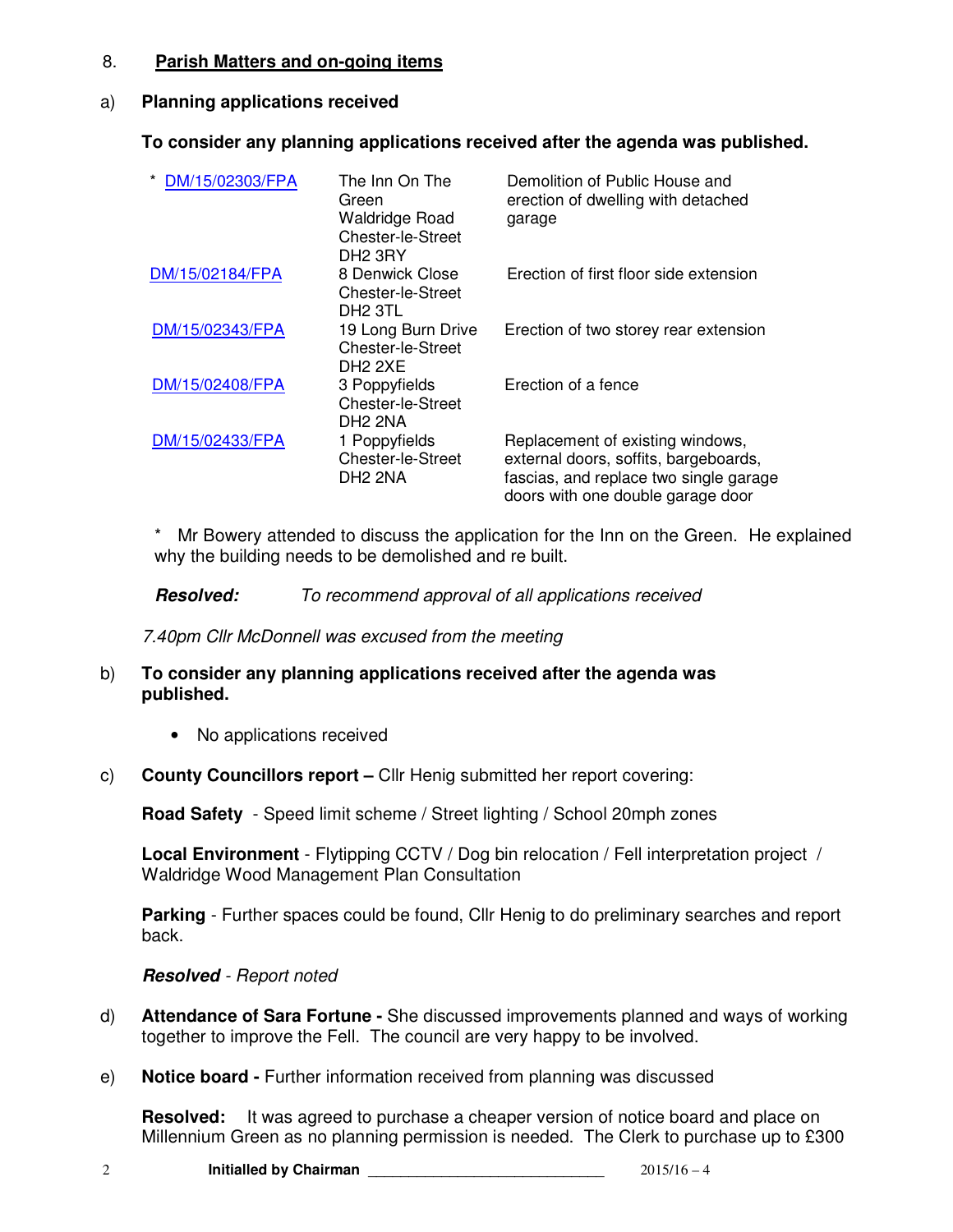8. **Parish Matters and on-going items**

a) **Planning applications received**

**To consider any planning applications received after the agenda was published.**

| | | |
|---|---|---|
| * DM/15/02303/FPA | The Inn On The Green Waldridge Road Chester-le-Street DH2 3RY | Demolition of Public House and erection of dwelling with detached garage |
| DM/15/02184/FPA | 8 Denwick Close Chester-le-Street DH2 3TL | Erection of first floor side extension |
| DM/15/02343/FPA | 19 Long Burn Drive Chester-le-Street DH2 2XE | Erection of two storey rear extension |
| DM/15/02408/FPA | 3 Poppyfields Chester-le-Street DH2 2NA | Erection of a fence |
| DM/15/02433/FPA | 1 Poppyfields Chester-le-Street DH2 2NA | Replacement of existing windows, external doors, soffits, bargeboards, fascias, and replace two single garage doors with one double garage door |

\* Mr Bowery attended to discuss the application for the Inn on the Green. He explained why the building needs to be demolished and re built.

***Resolved:*** *To recommend approval of all applications received*

*7.40pm Cllr McDonnell was excused from the meeting*

b) **To consider any planning applications received after the agenda was published.**

- No applications received

c) **County Councillors report –** Cllr Henig submitted her report covering:

**Road Safety** - Speed limit scheme / Street lighting / School 20mph zones

**Local Environment** - Flytipping CCTV / Dog bin relocation / Fell interpretation project / Waldridge Wood Management Plan Consultation

**Parking** - Further spaces could be found, Cllr Henig to do preliminary searches and report back.

***Resolved*** *- Report noted*

d) **Attendance of Sara Fortune -** She discussed improvements planned and ways of working together to improve the Fell. The council are very happy to be involved.

e) **Notice board -** Further information received from planning was discussed

**Resolved:** It was agreed to purchase a cheaper version of notice board and place on Millennium Green as no planning permission is needed. The Clerk to purchase up to £300

**Initialled by Chairman** ___________________________ 2015/16 – 4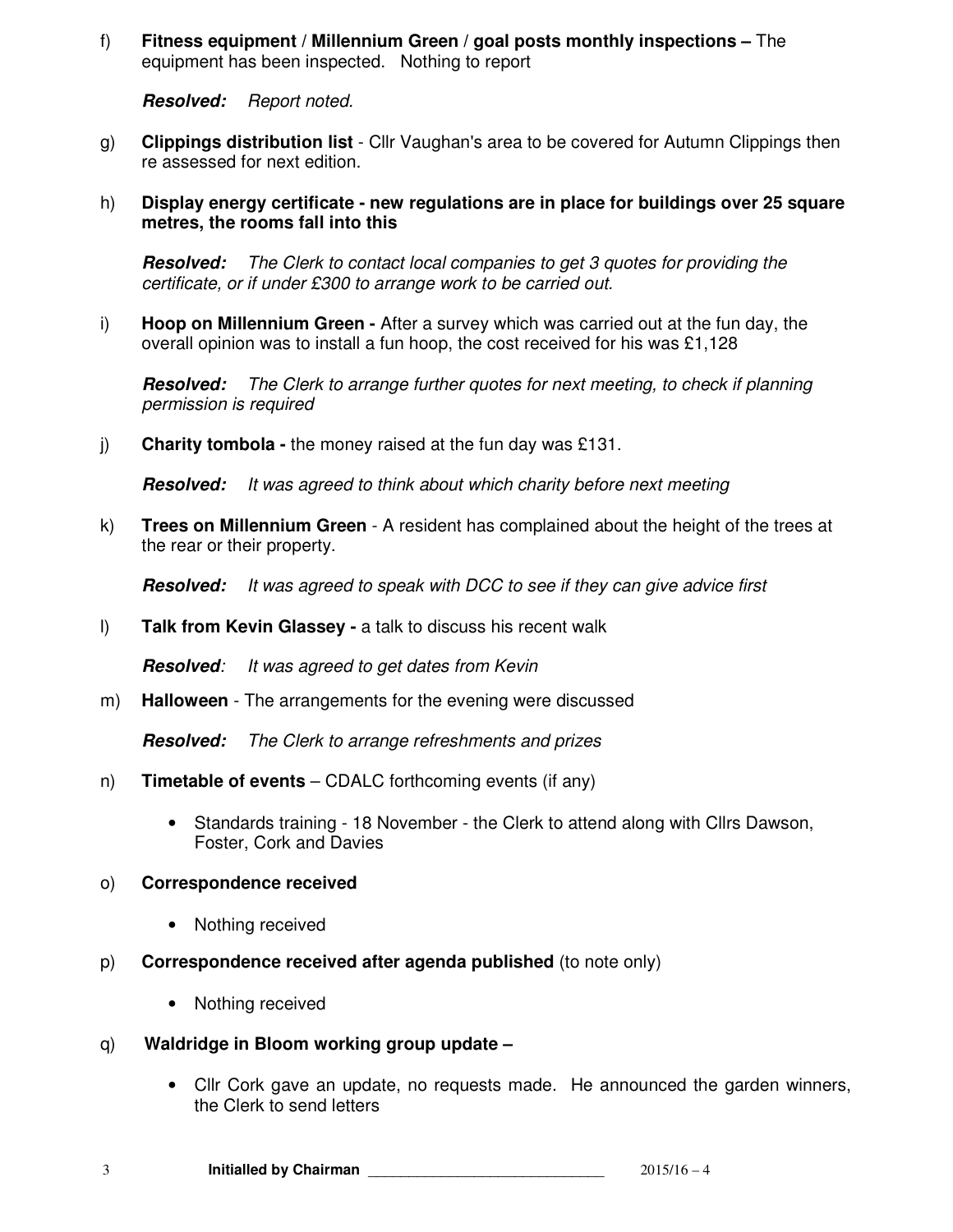f) **Fitness equipment / Millennium Green / goal posts monthly inspections –** The equipment has been inspected. Nothing to report

***Resolved:*** *Report noted.*

g) **Clippings distribution list** - Cllr Vaughan's area to be covered for Autumn Clippings then re assessed for next edition.

h) **Display energy certificate - new regulations are in place for buildings over 25 square metres, the rooms fall into this**

***Resolved:*** *The Clerk to contact local companies to get 3 quotes for providing the certificate, or if under £300 to arrange work to be carried out.*

i) **Hoop on Millennium Green -** After a survey which was carried out at the fun day, the overall opinion was to install a fun hoop, the cost received for his was £1,128

***Resolved:*** *The Clerk to arrange further quotes for next meeting, to check if planning permission is required*

j) **Charity tombola -** the money raised at the fun day was £131.

***Resolved:*** *It was agreed to think about which charity before next meeting*

k) **Trees on Millennium Green** - A resident has complained about the height of the trees at the rear or their property.

***Resolved:*** *It was agreed to speak with DCC to see if they can give advice first*

l) **Talk from Kevin Glassey -** a talk to discuss his recent walk

***Resolved****:* *It was agreed to get dates from Kevin*

m) **Halloween** - The arrangements for the evening were discussed

***Resolved:*** *The Clerk to arrange refreshments and prizes*

n) **Timetable of events** – CDALC forthcoming events (if any)

- Standards training - 18 November - the Clerk to attend along with Cllrs Dawson, Foster, Cork and Davies

o) **Correspondence received**

- Nothing received

p) **Correspondence received after agenda published** (to note only)

- Nothing received

q) **Waldridge in Bloom working group update –**

- Cllr Cork gave an update, no requests made. He announced the garden winners, the Clerk to send letters

**Initialled by Chairman** ______________________________ 2015/16 – 4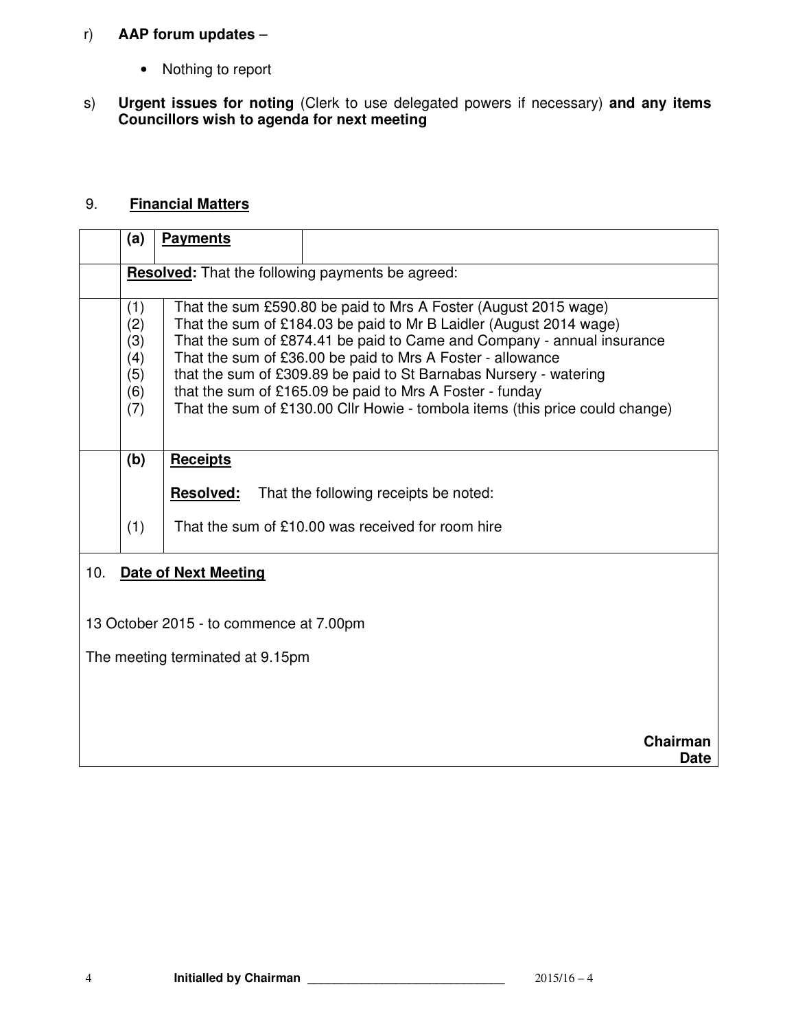r) **AAP forum updates** –

- Nothing to report

s) **Urgent issues for noting** (Clerk to use delegated powers if necessary) **and any items Councillors wish to agenda for next meeting**

9. **Financial Matters**

| | | |
|---|---|---|
| | **(a)** | **Payments** |
| | **Resolved:** That the following payments be agreed: | |
| | (1) | That the sum £590.80 be paid to Mrs A Foster (August 2015 wage) |
| | (2) | That the sum of £184.03 be paid to Mr B Laidler (August 2014 wage) |
| | (3) | That the sum of £874.41 be paid to Came and Company - annual insurance |
| | (4) | That the sum of £36.00 be paid to Mrs A Foster - allowance |
| | (5) | that the sum of £309.89 be paid to St Barnabas Nursery - watering |
| | (6) | that the sum of £165.09 be paid to Mrs A Foster - funday |
| | (7) | That the sum of £130.00 Cllr Howie - tombola items (this price could change) |
| | **(b)** | **Receipts** |
| | | **Resolved:** That the following receipts be noted: |
| | (1) | That the sum of £10.00 was received for room hire |

10. **Date of Next Meeting**

13 October 2015 - to commence at 7.00pm

The meeting terminated at 9.15pm

**Chairman**
**Date**

**Initialled by Chairman** ______________________________ 2015/16 – 4